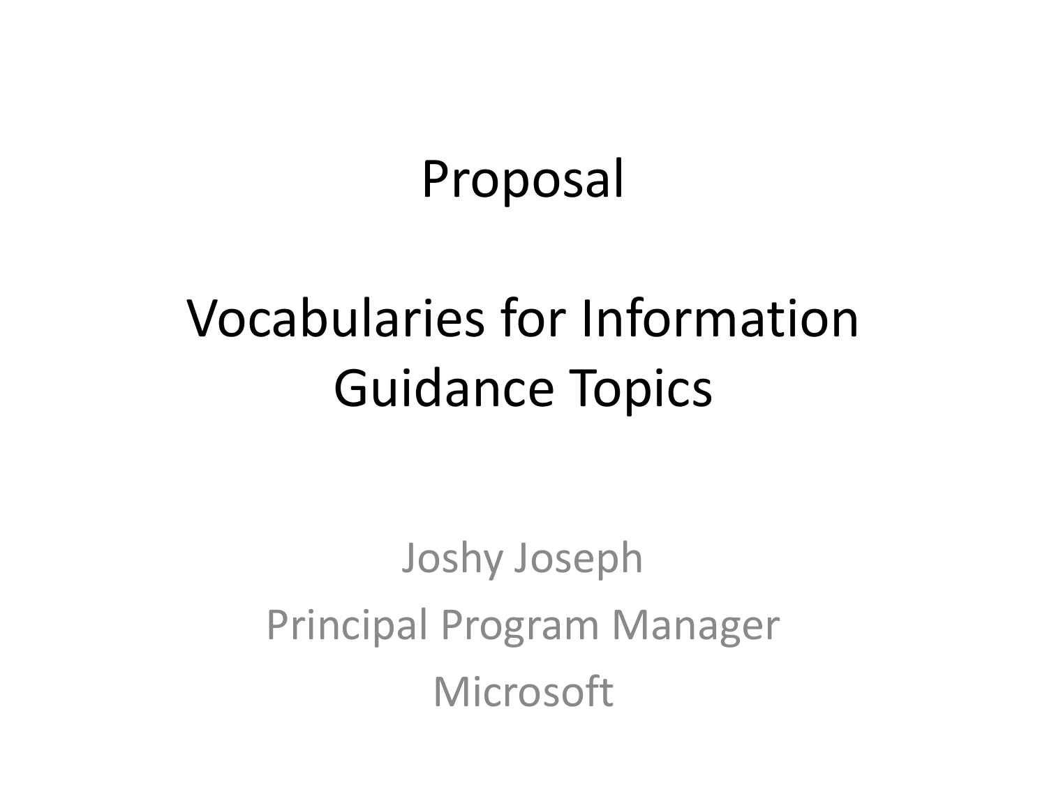# Proposal

# Vocabularies for Information Guidance Topics

Joshy Joseph

Principal Program Manager

Microsoft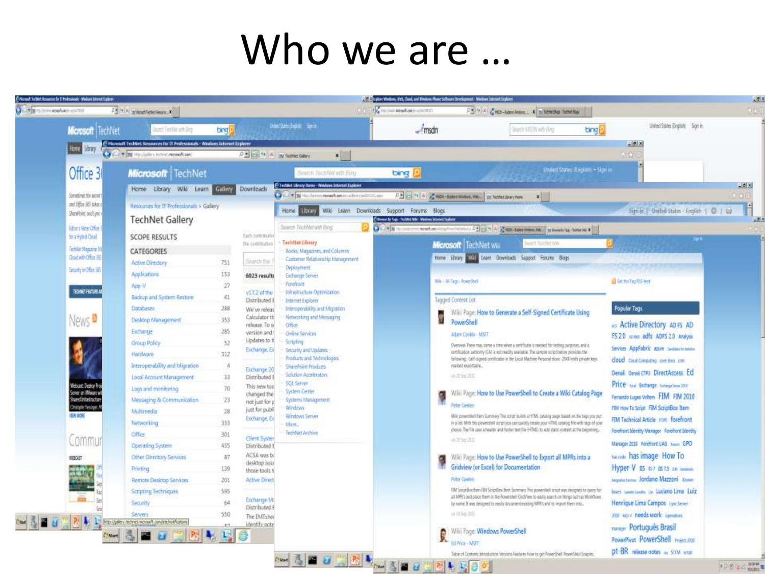# Who we are …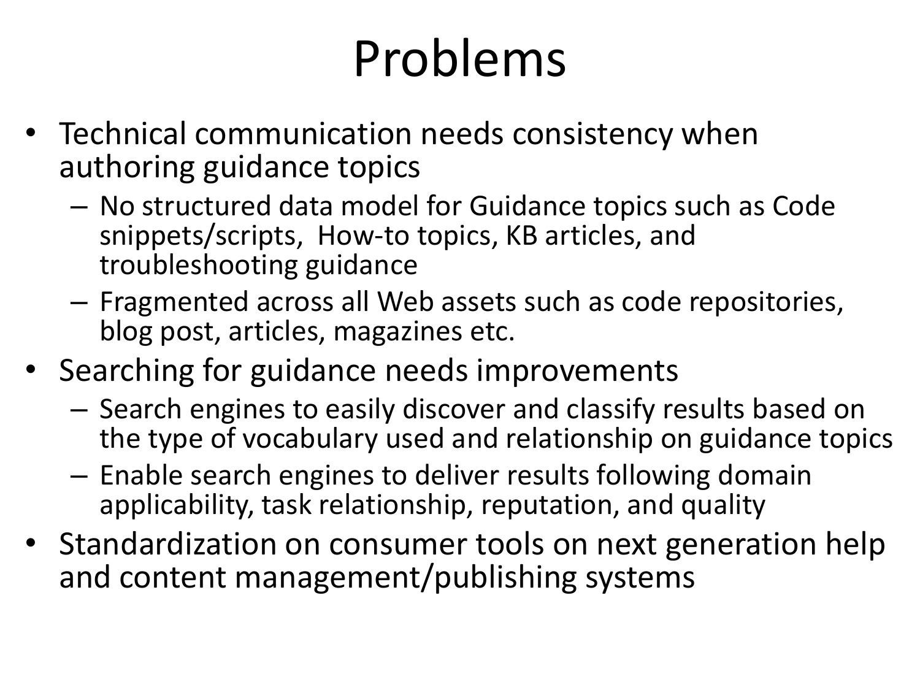# Problems

- Technical communication needs consistency when authoring guidance topics
  - No structured data model for Guidance topics such as Code snippets/scripts,  How-to topics, KB articles, and troubleshooting guidance
  - Fragmented across all Web assets such as code repositories, blog post, articles, magazines etc.
- Searching for guidance needs improvements
  - Search engines to easily discover and classify results based on the type of vocabulary used and relationship on guidance topics
  - Enable search engines to deliver results following domain applicability, task relationship, reputation, and quality
- Standardization on consumer tools on next generation help and content management/publishing systems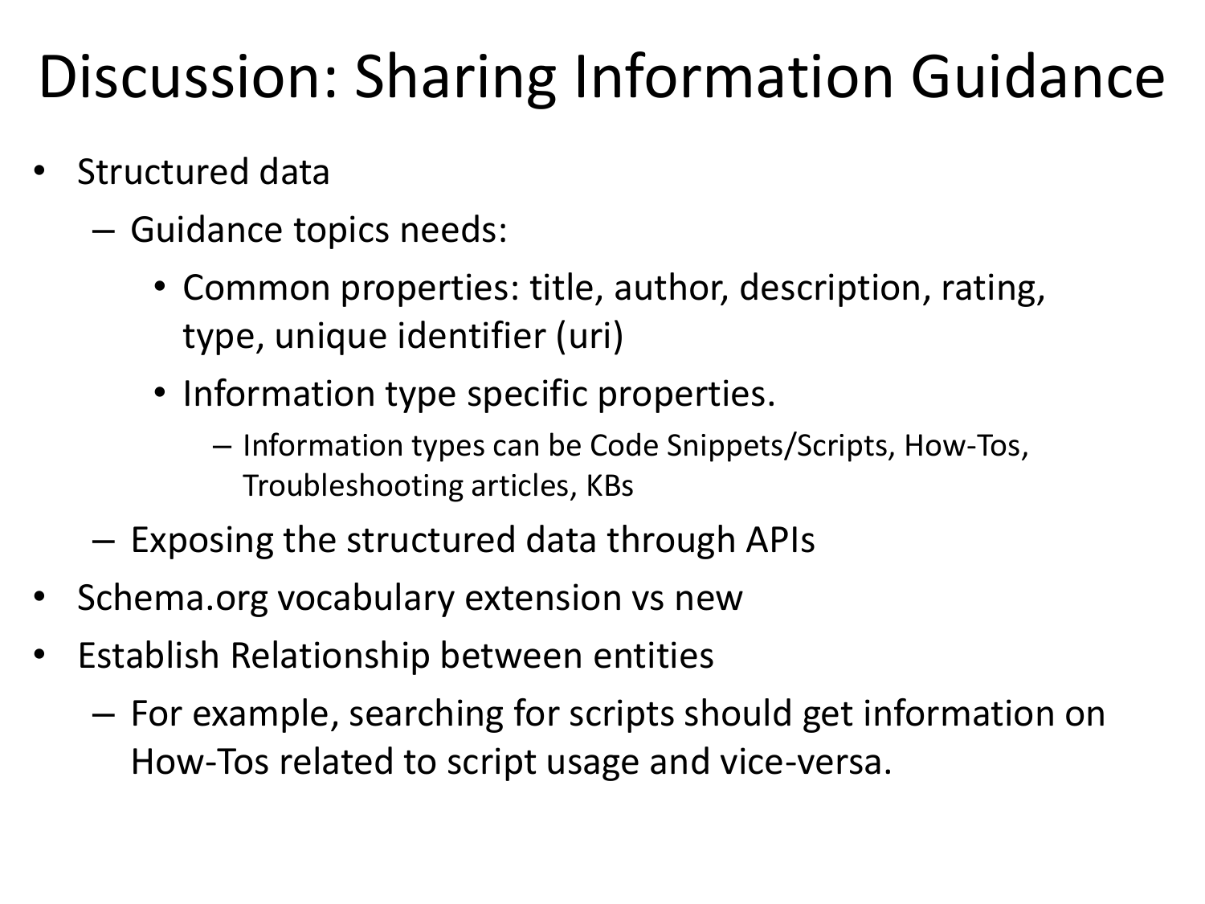# Discussion: Sharing Information Guidance

- Structured data
  - Guidance topics needs:
    - Common properties: title, author, description, rating, type, unique identifier (uri)
    - Information type specific properties.
      - Information types can be Code Snippets/Scripts, How-Tos, Troubleshooting articles, KBs
  - Exposing the structured data through APIs
- Schema.org vocabulary extension vs new
- Establish Relationship between entities
  - For example, searching for scripts should get information on How-Tos related to script usage and vice-versa.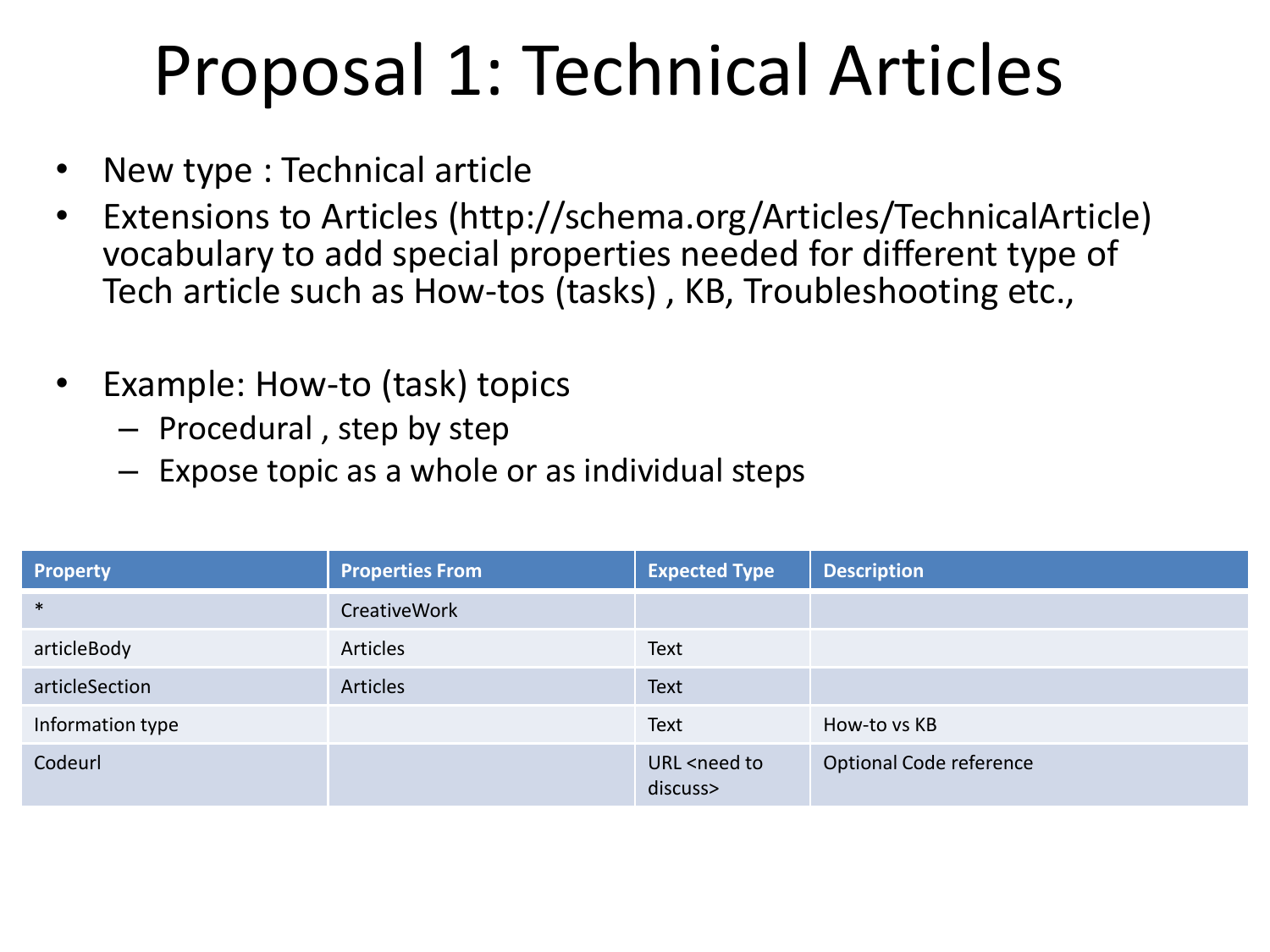# Proposal 1: Technical Articles

- New type : Technical article
- Extensions to Articles (http://schema.org/Articles/TechnicalArticle) vocabulary to add special properties needed for different type of Tech article such as How-tos (tasks) , KB, Troubleshooting etc.,

- Example: How-to (task) topics
  - Procedural , step by step
  - Expose topic as a whole or as individual steps

| Property | Properties From | Expected Type | Description |
|---|---|---|---|
| * | CreativeWork | | |
| articleBody | Articles | Text | |
| articleSection | Articles | Text | |
| Information type | | Text | How-to vs KB |
| Codeurl | | URL <need to discuss> | Optional Code reference |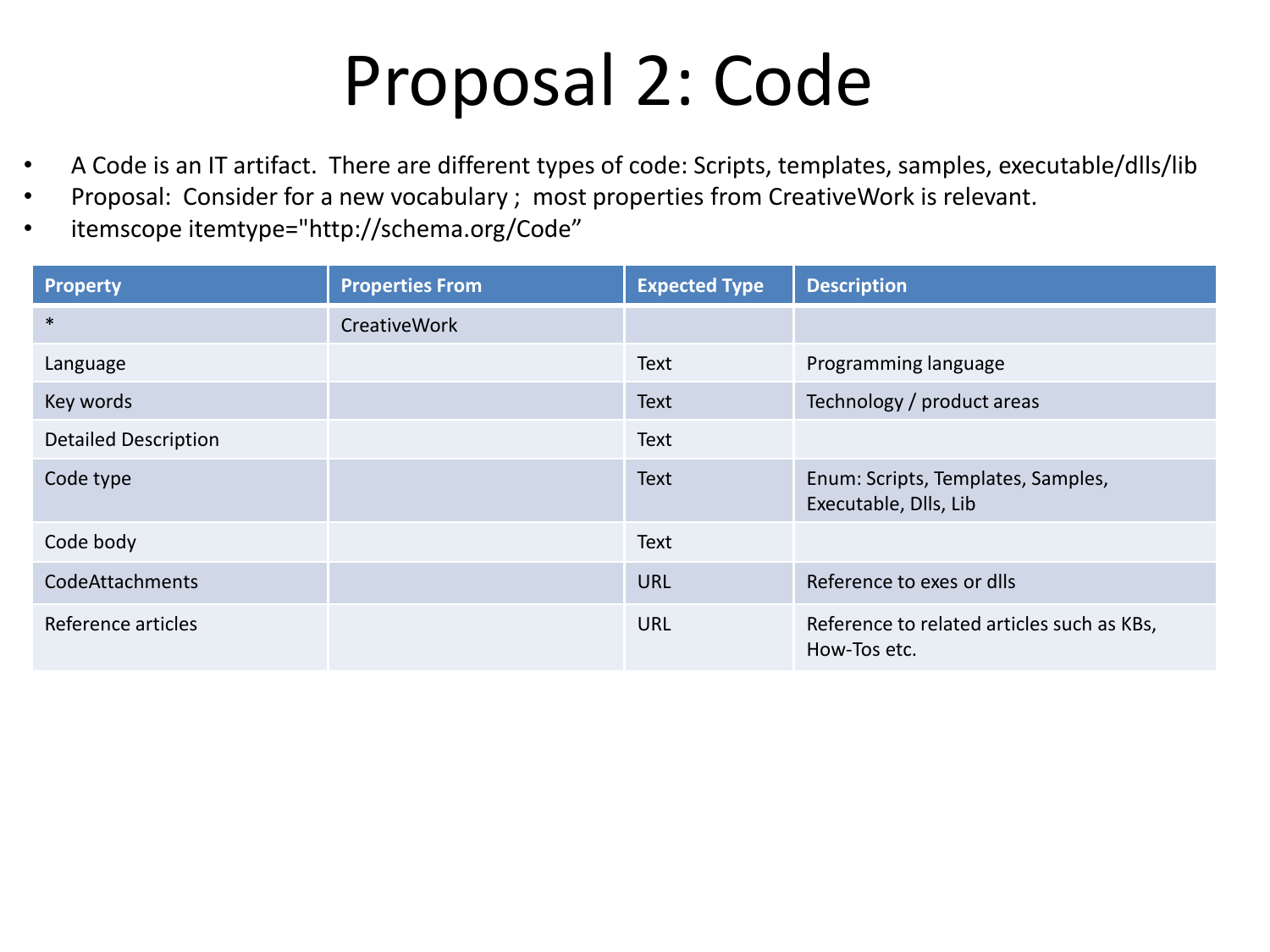# Proposal 2: Code

- A Code is an IT artifact.  There are different types of code: Scripts, templates, samples, executable/dlls/lib
- Proposal:  Consider for a new vocabulary ;  most properties from CreativeWork is relevant.
- itemscope itemtype="http://schema.org/Code”

| Property | Properties From | Expected Type | Description |
|---|---|---|---|
| * | CreativeWork | | |
| Language | | Text | Programming language |
| Key words | | Text | Technology / product areas |
| Detailed Description | | Text | |
| Code type | | Text | Enum: Scripts, Templates, Samples, Executable, Dlls, Lib |
| Code body | | Text | |
| CodeAttachments | | URL | Reference to exes or dlls |
| Reference articles | | URL | Reference to related articles such as KBs, How-Tos etc. |